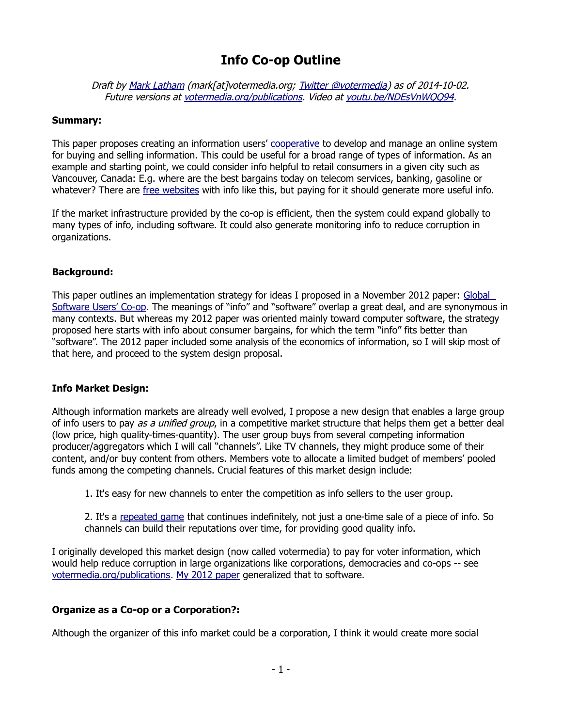# Info Co-op Outline

*Draft by Mark Latham (mark[at]votermedia.org; Twitter @votermedia) as of 2014-10-02.
Future versions at votermedia.org/publications. Video at youtu.be/NDEsVnWQQ94.*

**Summary:**

This paper proposes creating an information users' cooperative to develop and manage an online system for buying and selling information. This could be useful for a broad range of types of information. As an example and starting point, we could consider info helpful to retail consumers in a given city such as Vancouver, Canada: E.g. where are the best bargains today on telecom services, banking, gasoline or whatever? There are free websites with info like this, but paying for it should generate more useful info.

If the market infrastructure provided by the co-op is efficient, then the system could expand globally to many types of info, including software. It could also generate monitoring info to reduce corruption in organizations.

**Background:**

This paper outlines an implementation strategy for ideas I proposed in a November 2012 paper: Global Software Users' Co-op. The meanings of "info" and "software" overlap a great deal, and are synonymous in many contexts. But whereas my 2012 paper was oriented mainly toward computer software, the strategy proposed here starts with info about consumer bargains, for which the term "info" fits better than "software". The 2012 paper included some analysis of the economics of information, so I will skip most of that here, and proceed to the system design proposal.

**Info Market Design:**

Although information markets are already well evolved, I propose a new design that enables a large group of info users to pay *as a unified group*, in a competitive market structure that helps them get a better deal (low price, high quality-times-quantity). The user group buys from several competing information producer/aggregators which I will call "channels". Like TV channels, they might produce some of their content, and/or buy content from others. Members vote to allocate a limited budget of members' pooled funds among the competing channels. Crucial features of this market design include:

1. It's easy for new channels to enter the competition as info sellers to the user group.

2. It's a repeated game that continues indefinitely, not just a one-time sale of a piece of info. So channels can build their reputations over time, for providing good quality info.

I originally developed this market design (now called votermedia) to pay for voter information, which would help reduce corruption in large organizations like corporations, democracies and co-ops -- see votermedia.org/publications. My 2012 paper generalized that to software.

**Organize as a Co-op or a Corporation?:**

Although the organizer of this info market could be a corporation, I think it would create more social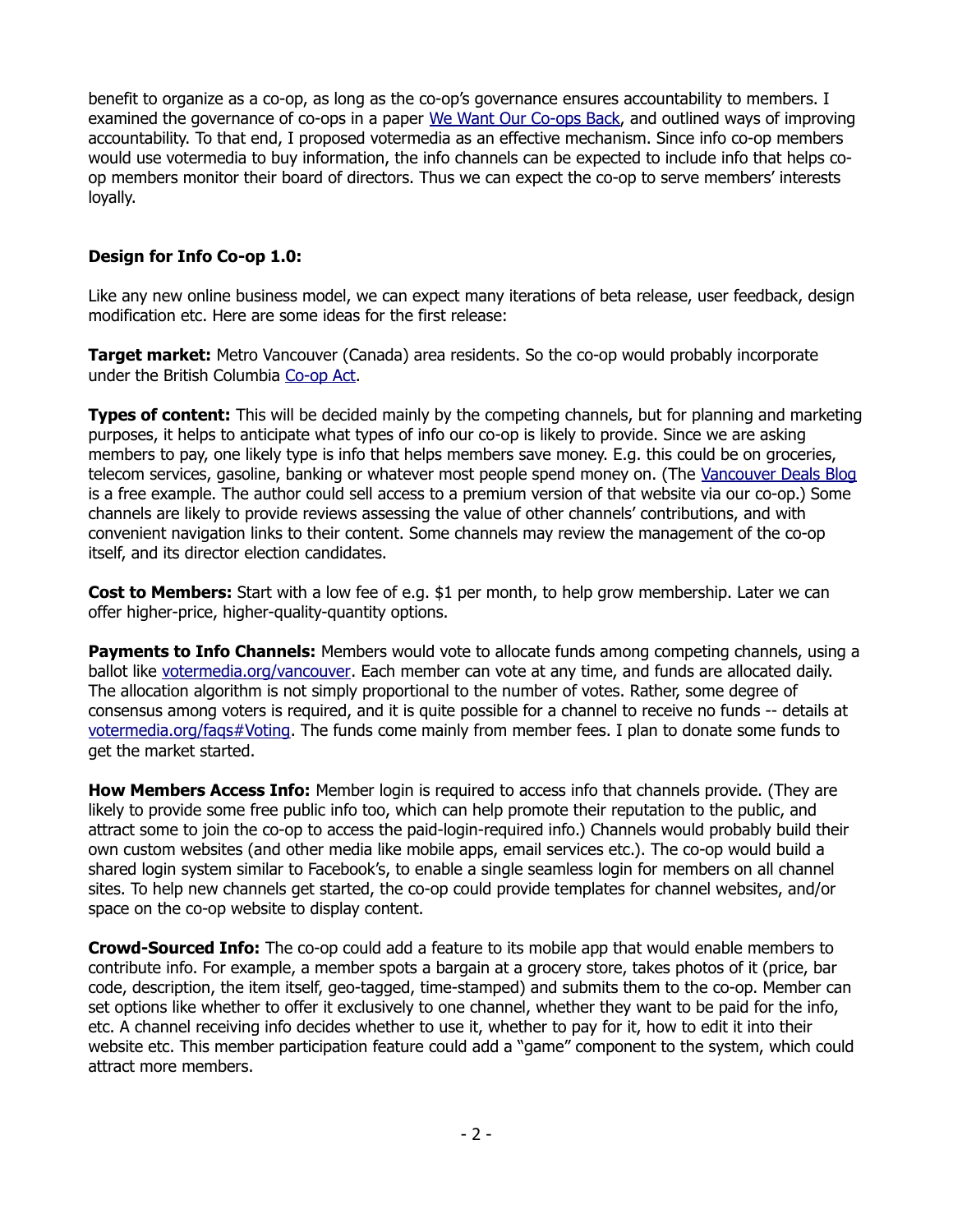benefit to organize as a co-op, as long as the co-op's governance ensures accountability to members. I examined the governance of co-ops in a paper [We Want Our Co-ops Back](), and outlined ways of improving accountability. To that end, I proposed votermedia as an effective mechanism. Since info co-op members would use votermedia to buy information, the info channels can be expected to include info that helps co-op members monitor their board of directors. Thus we can expect the co-op to serve members' interests loyally.

**Design for Info Co-op 1.0:**

Like any new online business model, we can expect many iterations of beta release, user feedback, design modification etc. Here are some ideas for the first release:

**Target market:** Metro Vancouver (Canada) area residents. So the co-op would probably incorporate under the British Columbia Co-op Act.

**Types of content:** This will be decided mainly by the competing channels, but for planning and marketing purposes, it helps to anticipate what types of info our co-op is likely to provide. Since we are asking members to pay, one likely type is info that helps members save money. E.g. this could be on groceries, telecom services, gasoline, banking or whatever most people spend money on. (The Vancouver Deals Blog is a free example. The author could sell access to a premium version of that website via our co-op.) Some channels are likely to provide reviews assessing the value of other channels' contributions, and with convenient navigation links to their content. Some channels may review the management of the co-op itself, and its director election candidates.

**Cost to Members:** Start with a low fee of e.g. $1 per month, to help grow membership. Later we can offer higher-price, higher-quality-quantity options.

**Payments to Info Channels:** Members would vote to allocate funds among competing channels, using a ballot like votermedia.org/vancouver. Each member can vote at any time, and funds are allocated daily. The allocation algorithm is not simply proportional to the number of votes. Rather, some degree of consensus among voters is required, and it is quite possible for a channel to receive no funds -- details at votermedia.org/faqs#Voting. The funds come mainly from member fees. I plan to donate some funds to get the market started.

**How Members Access Info:** Member login is required to access info that channels provide. (They are likely to provide some free public info too, which can help promote their reputation to the public, and attract some to join the co-op to access the paid-login-required info.) Channels would probably build their own custom websites (and other media like mobile apps, email services etc.). The co-op would build a shared login system similar to Facebook's, to enable a single seamless login for members on all channel sites. To help new channels get started, the co-op could provide templates for channel websites, and/or space on the co-op website to display content.

**Crowd-Sourced Info:** The co-op could add a feature to its mobile app that would enable members to contribute info. For example, a member spots a bargain at a grocery store, takes photos of it (price, bar code, description, the item itself, geo-tagged, time-stamped) and submits them to the co-op. Member can set options like whether to offer it exclusively to one channel, whether they want to be paid for the info, etc. A channel receiving info decides whether to use it, whether to pay for it, how to edit it into their website etc. This member participation feature could add a "game" component to the system, which could attract more members.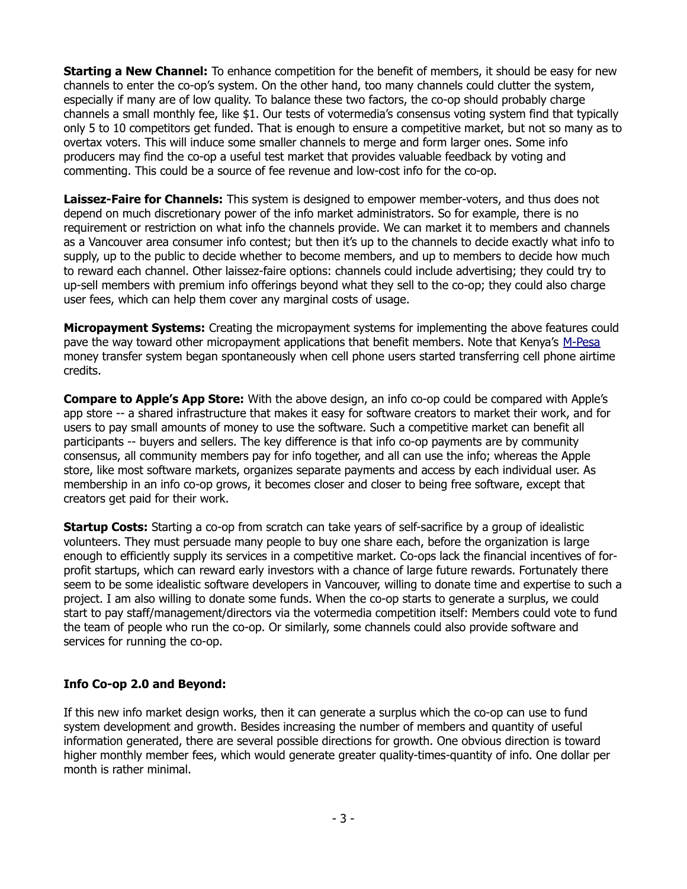**Starting a New Channel:** To enhance competition for the benefit of members, it should be easy for new channels to enter the co-op's system. On the other hand, too many channels could clutter the system, especially if many are of low quality. To balance these two factors, the co-op should probably charge channels a small monthly fee, like $1. Our tests of votermedia's consensus voting system find that typically only 5 to 10 competitors get funded. That is enough to ensure a competitive market, but not so many as to overtax voters. This will induce some smaller channels to merge and form larger ones. Some info producers may find the co-op a useful test market that provides valuable feedback by voting and commenting. This could be a source of fee revenue and low-cost info for the co-op.

**Laissez-Faire for Channels:** This system is designed to empower member-voters, and thus does not depend on much discretionary power of the info market administrators. So for example, there is no requirement or restriction on what info the channels provide. We can market it to members and channels as a Vancouver area consumer info contest; but then it's up to the channels to decide exactly what info to supply, up to the public to decide whether to become members, and up to members to decide how much to reward each channel. Other laissez-faire options: channels could include advertising; they could try to up-sell members with premium info offerings beyond what they sell to the co-op; they could also charge user fees, which can help them cover any marginal costs of usage.

**Micropayment Systems:** Creating the micropayment systems for implementing the above features could pave the way toward other micropayment applications that benefit members. Note that Kenya's M-Pesa money transfer system began spontaneously when cell phone users started transferring cell phone airtime credits.

**Compare to Apple's App Store:** With the above design, an info co-op could be compared with Apple's app store -- a shared infrastructure that makes it easy for software creators to market their work, and for users to pay small amounts of money to use the software. Such a competitive market can benefit all participants -- buyers and sellers. The key difference is that info co-op payments are by community consensus, all community members pay for info together, and all can use the info; whereas the Apple store, like most software markets, organizes separate payments and access by each individual user. As membership in an info co-op grows, it becomes closer and closer to being free software, except that creators get paid for their work.

**Startup Costs:** Starting a co-op from scratch can take years of self-sacrifice by a group of idealistic volunteers. They must persuade many people to buy one share each, before the organization is large enough to efficiently supply its services in a competitive market. Co-ops lack the financial incentives of for-profit startups, which can reward early investors with a chance of large future rewards. Fortunately there seem to be some idealistic software developers in Vancouver, willing to donate time and expertise to such a project. I am also willing to donate some funds. When the co-op starts to generate a surplus, we could start to pay staff/management/directors via the votermedia competition itself: Members could vote to fund the team of people who run the co-op. Or similarly, some channels could also provide software and services for running the co-op.

**Info Co-op 2.0 and Beyond:**

If this new info market design works, then it can generate a surplus which the co-op can use to fund system development and growth. Besides increasing the number of members and quantity of useful information generated, there are several possible directions for growth. One obvious direction is toward higher monthly member fees, which would generate greater quality-times-quantity of info. One dollar per month is rather minimal.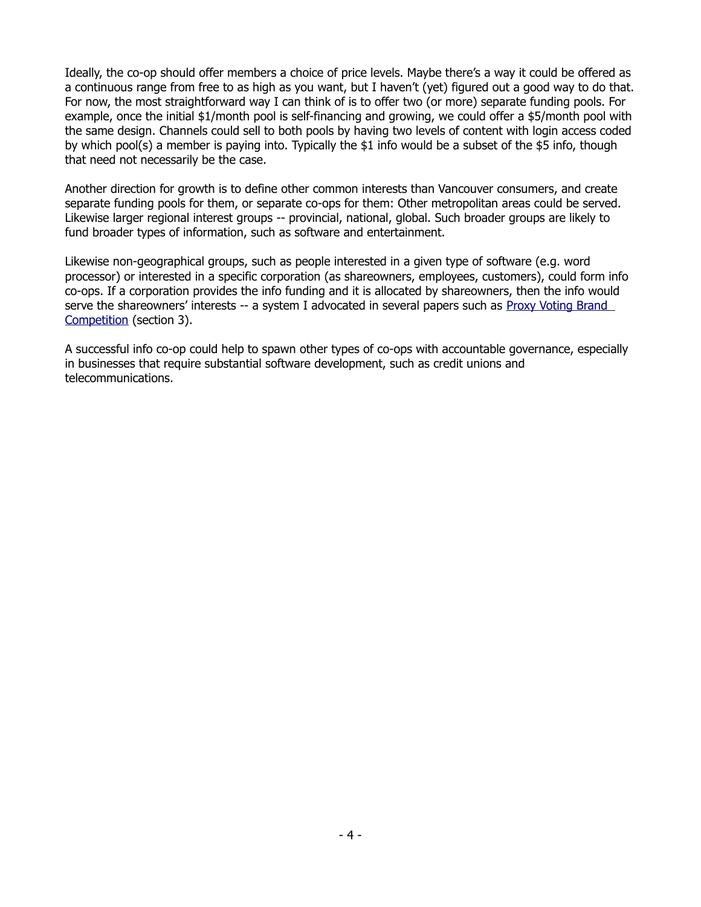Ideally, the co-op should offer members a choice of price levels. Maybe there's a way it could be offered as a continuous range from free to as high as you want, but I haven't (yet) figured out a good way to do that. For now, the most straightforward way I can think of is to offer two (or more) separate funding pools. For example, once the initial $1/month pool is self-financing and growing, we could offer a $5/month pool with the same design. Channels could sell to both pools by having two levels of content with login access coded by which pool(s) a member is paying into. Typically the $1 info would be a subset of the $5 info, though that need not necessarily be the case.

Another direction for growth is to define other common interests than Vancouver consumers, and create separate funding pools for them, or separate co-ops for them: Other metropolitan areas could be served. Likewise larger regional interest groups -- provincial, national, global. Such broader groups are likely to fund broader types of information, such as software and entertainment.

Likewise non-geographical groups, such as people interested in a given type of software (e.g. word processor) or interested in a specific corporation (as shareowners, employees, customers), could form info co-ops. If a corporation provides the info funding and it is allocated by shareowners, then the info would serve the shareowners' interests -- a system I advocated in several papers such as [Proxy Voting Brand Competition](#) (section 3).

A successful info co-op could help to spawn other types of co-ops with accountable governance, especially in businesses that require substantial software development, such as credit unions and telecommunications.